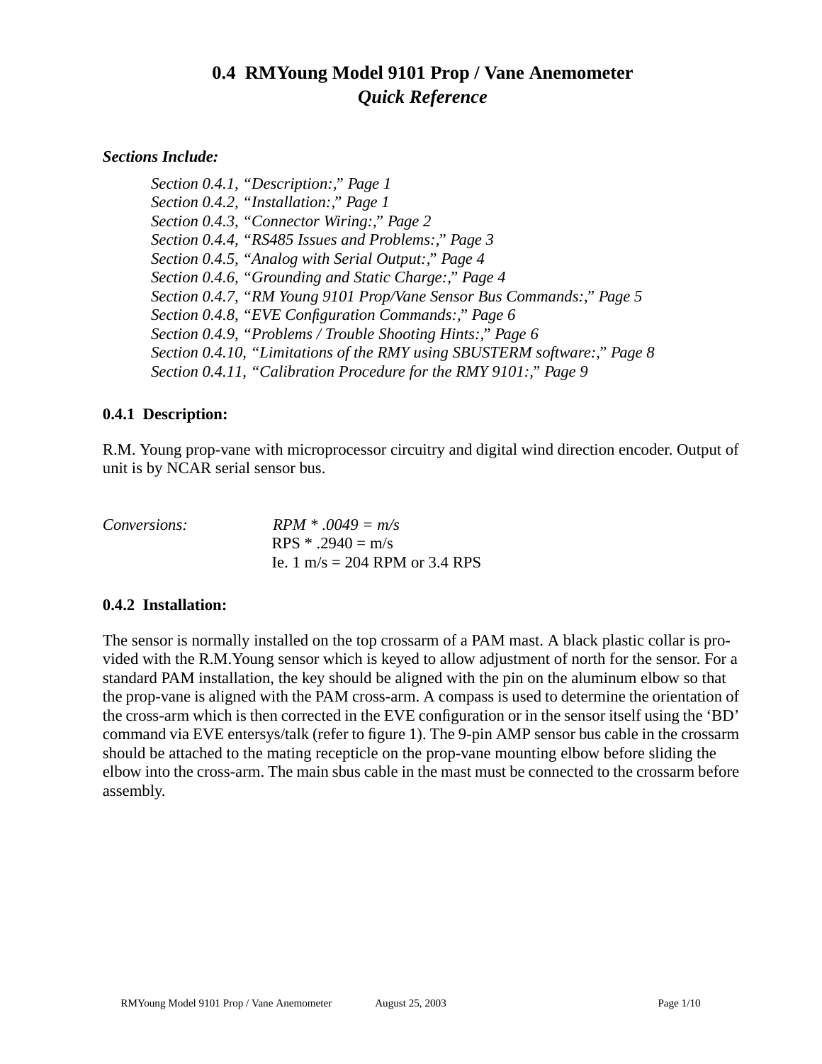# 0.4 RMYoung Model 9101 Prop / Vane Anemometer

## *Quick Reference*

***Sections Include:***

*Section 0.4.1, "Description:," Page 1*
*Section 0.4.2, "Installation:," Page 1*
*Section 0.4.3, "Connector Wiring:," Page 2*
*Section 0.4.4, "RS485 Issues and Problems:," Page 3*
*Section 0.4.5, "Analog with Serial Output:," Page 4*
*Section 0.4.6, "Grounding and Static Charge:," Page 4*
*Section 0.4.7, "RM Young 9101 Prop/Vane Sensor Bus Commands:," Page 5*
*Section 0.4.8, "EVE Configuration Commands:," Page 6*
*Section 0.4.9, "Problems / Trouble Shooting Hints:," Page 6*
*Section 0.4.10, "Limitations of the RMY using SBUSTERM software:," Page 8*
*Section 0.4.11, "Calibration Procedure for the RMY 9101:," Page 9*

### 0.4.1 Description:

R.M. Young prop-vane with microprocessor circuitry and digital wind direction encoder. Output of unit is by NCAR serial sensor bus.

*Conversions:* *RPM * .0049 = m/s*
RPS * .2940 = m/s
Ie. 1 m/s = 204 RPM or 3.4 RPS

### 0.4.2 Installation:

The sensor is normally installed on the top crossarm of a PAM mast. A black plastic collar is provided with the R.M.Young sensor which is keyed to allow adjustment of north for the sensor. For a standard PAM installation, the key should be aligned with the pin on the aluminum elbow so that the prop-vane is aligned with the PAM cross-arm. A compass is used to determine the orientation of the cross-arm which is then corrected in the EVE configuration or in the sensor itself using the 'BD' command via EVE entersys/talk (refer to figure 1). The 9-pin AMP sensor bus cable in the crossarm should be attached to the mating recepticle on the prop-vane mounting elbow before sliding the elbow into the cross-arm. The main sbus cable in the mast must be connected to the crossarm before assembly.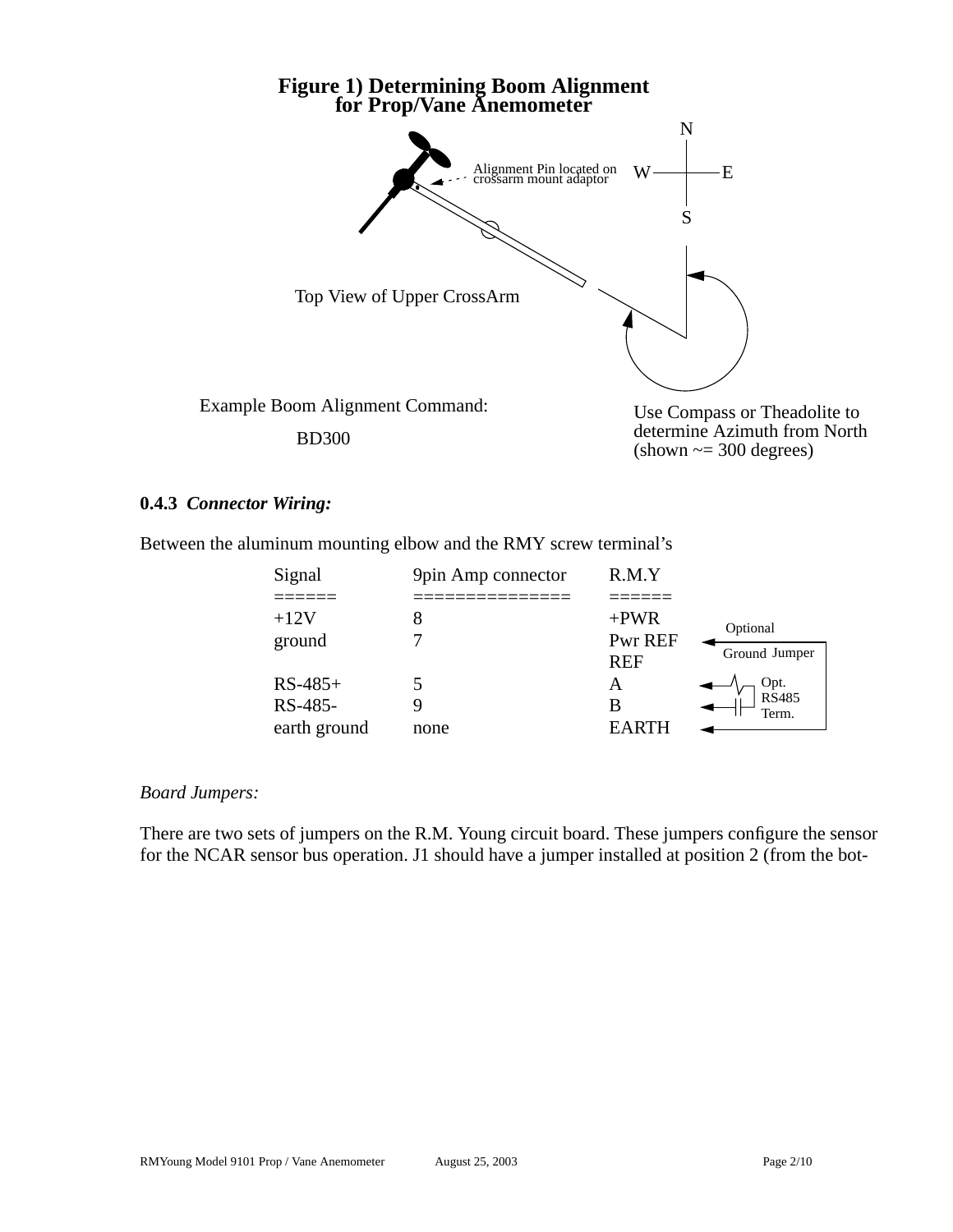**Figure 1) Determining Boom Alignment for Prop/Vane Anemometer**

Alignment Pin located on crossarm mount adaptor

Top View of Upper CrossArm

Example Boom Alignment Command:

BD300

Use Compass or Theadolite to determine Azimuth from North (shown ~= 300 degrees)

### 0.4.3 *Connector Wiring:*

Between the aluminum mounting elbow and the RMY screw terminal's

| Signal | 9pin Amp connector | R.M.Y |
|---|---|---|
| +12V | 8 | +PWR |
| ground | 7 | Pwr REF |
| | | REF |
| RS-485+ | 5 | A |
| RS-485- | 9 | B |
| earth ground | none | EARTH |

Optional Ground Jumper

Opt. RS485 Term.

*Board Jumpers:*

There are two sets of jumpers on the R.M. Young circuit board. These jumpers configure the sensor for the NCAR sensor bus operation. J1 should have a jumper installed at position 2 (from the bot-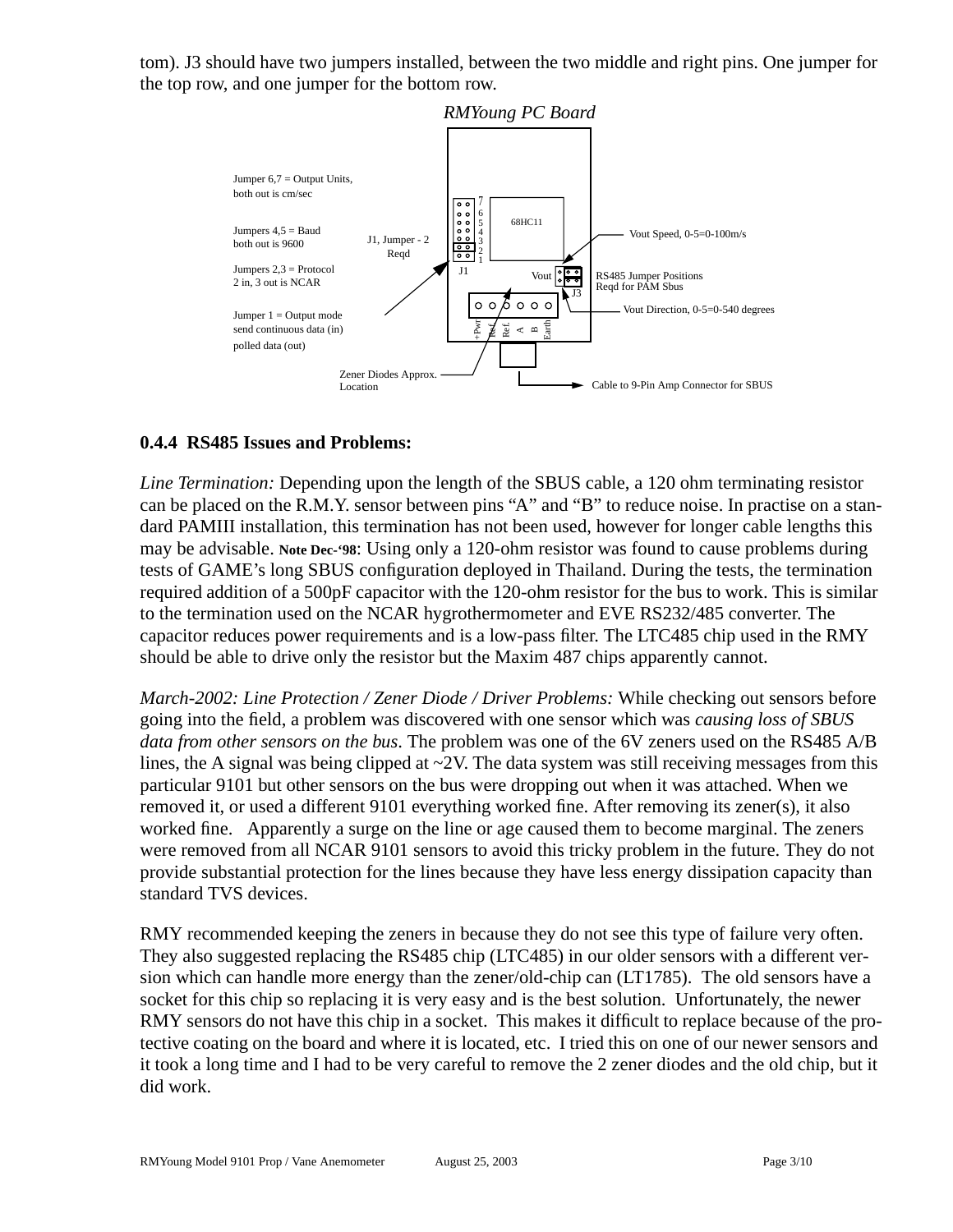tom). J3 should have two jumpers installed, between the two middle and right pins. One jumper for the top row, and one jumper for the bottom row.

*RMYoung PC Board*

Jumper 6,7 = Output Units, both out is cm/sec

Jumpers 4,5 = Baud both out is 9600

Jumpers 2,3 = Protocol 2 in, 3 out is NCAR

Jumper 1 = Output mode send continuous data (in) polled data (out)

J1, Jumper - 2 Reqd

68HC11

Vout Speed, 0-5=0-100m/s

RS485 Jumper Positions Reqd for PAM Sbus

Vout Direction, 0-5=0-540 degrees

+Pwr Ref. Ref. A B Earth

Zener Diodes Approx. Location

Cable to 9-Pin Amp Connector for SBUS

### 0.4.4 RS485 Issues and Problems:

*Line Termination:* Depending upon the length of the SBUS cable, a 120 ohm terminating resistor can be placed on the R.M.Y. sensor between pins “A” and “B” to reduce noise. In practise on a standard PAMIII installation, this termination has not been used, however for longer cable lengths this may be advisable. **Note Dec-‘98**: Using only a 120-ohm resistor was found to cause problems during tests of GAME’s long SBUS configuration deployed in Thailand. During the tests, the termination required addition of a 500pF capacitor with the 120-ohm resistor for the bus to work. This is similar to the termination used on the NCAR hygrothermometer and EVE RS232/485 converter. The capacitor reduces power requirements and is a low-pass filter. The LTC485 chip used in the RMY should be able to drive only the resistor but the Maxim 487 chips apparently cannot.

*March-2002: Line Protection / Zener Diode / Driver Problems:* While checking out sensors before going into the field, a problem was discovered with one sensor which was *causing loss of SBUS data from other sensors on the bus*. The problem was one of the 6V zeners used on the RS485 A/B lines, the A signal was being clipped at ~2V. The data system was still receiving messages from this particular 9101 but other sensors on the bus were dropping out when it was attached. When we removed it, or used a different 9101 everything worked fine. After removing its zener(s), it also worked fine. Apparently a surge on the line or age caused them to become marginal. The zeners were removed from all NCAR 9101 sensors to avoid this tricky problem in the future. They do not provide substantial protection for the lines because they have less energy dissipation capacity than standard TVS devices.

RMY recommended keeping the zeners in because they do not see this type of failure very often. They also suggested replacing the RS485 chip (LTC485) in our older sensors with a different version which can handle more energy than the zener/old-chip can (LT1785). The old sensors have a socket for this chip so replacing it is very easy and is the best solution. Unfortunately, the newer RMY sensors do not have this chip in a socket. This makes it difficult to replace because of the protective coating on the board and where it is located, etc. I tried this on one of our newer sensors and it took a long time and I had to be very careful to remove the 2 zener diodes and the old chip, but it did work.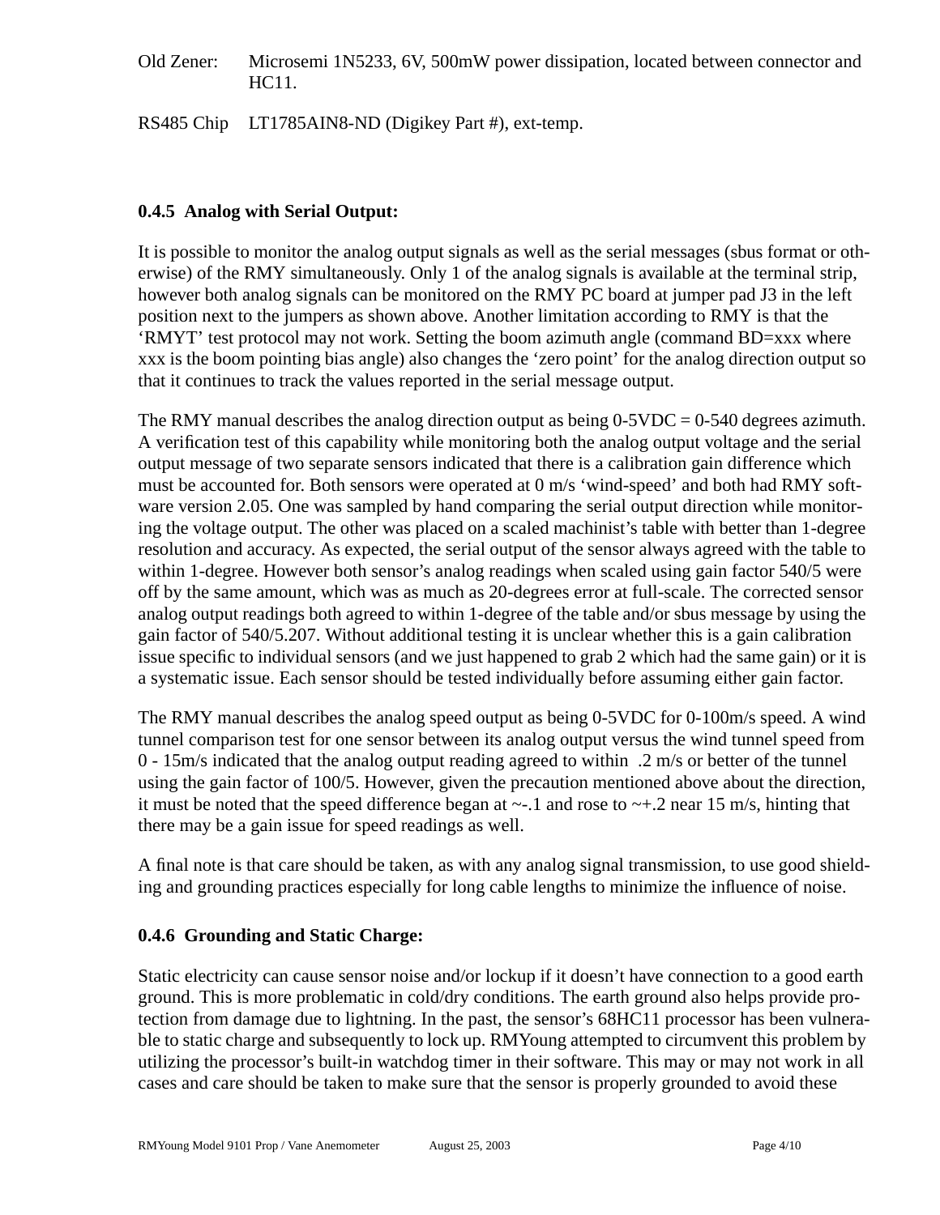Old Zener: Microsemi 1N5233, 6V, 500mW power dissipation, located between connector and HC11.

RS485 Chip LT1785AIN8-ND (Digikey Part #), ext-temp.

### 0.4.5 Analog with Serial Output:

It is possible to monitor the analog output signals as well as the serial messages (sbus format or otherwise) of the RMY simultaneously. Only 1 of the analog signals is available at the terminal strip, however both analog signals can be monitored on the RMY PC board at jumper pad J3 in the left position next to the jumpers as shown above. Another limitation according to RMY is that the 'RMYT' test protocol may not work. Setting the boom azimuth angle (command BD=xxx where xxx is the boom pointing bias angle) also changes the 'zero point' for the analog direction output so that it continues to track the values reported in the serial message output.

The RMY manual describes the analog direction output as being 0-5VDC = 0-540 degrees azimuth. A verification test of this capability while monitoring both the analog output voltage and the serial output message of two separate sensors indicated that there is a calibration gain difference which must be accounted for. Both sensors were operated at 0 m/s 'wind-speed' and both had RMY software version 2.05. One was sampled by hand comparing the serial output direction while monitoring the voltage output. The other was placed on a scaled machinist's table with better than 1-degree resolution and accuracy. As expected, the serial output of the sensor always agreed with the table to within 1-degree. However both sensor's analog readings when scaled using gain factor 540/5 were off by the same amount, which was as much as 20-degrees error at full-scale. The corrected sensor analog output readings both agreed to within 1-degree of the table and/or sbus message by using the gain factor of 540/5.207. Without additional testing it is unclear whether this is a gain calibration issue specific to individual sensors (and we just happened to grab 2 which had the same gain) or it is a systematic issue. Each sensor should be tested individually before assuming either gain factor.

The RMY manual describes the analog speed output as being 0-5VDC for 0-100m/s speed. A wind tunnel comparison test for one sensor between its analog output versus the wind tunnel speed from 0 - 15m/s indicated that the analog output reading agreed to within .2 m/s or better of the tunnel using the gain factor of 100/5. However, given the precaution mentioned above about the direction, it must be noted that the speed difference began at ~-.1 and rose to ~+.2 near 15 m/s, hinting that there may be a gain issue for speed readings as well.

A final note is that care should be taken, as with any analog signal transmission, to use good shielding and grounding practices especially for long cable lengths to minimize the influence of noise.

### 0.4.6 Grounding and Static Charge:

Static electricity can cause sensor noise and/or lockup if it doesn't have connection to a good earth ground. This is more problematic in cold/dry conditions. The earth ground also helps provide protection from damage due to lightning. In the past, the sensor's 68HC11 processor has been vulnerable to static charge and subsequently to lock up. RMYoung attempted to circumvent this problem by utilizing the processor's built-in watchdog timer in their software. This may or may not work in all cases and care should be taken to make sure that the sensor is properly grounded to avoid these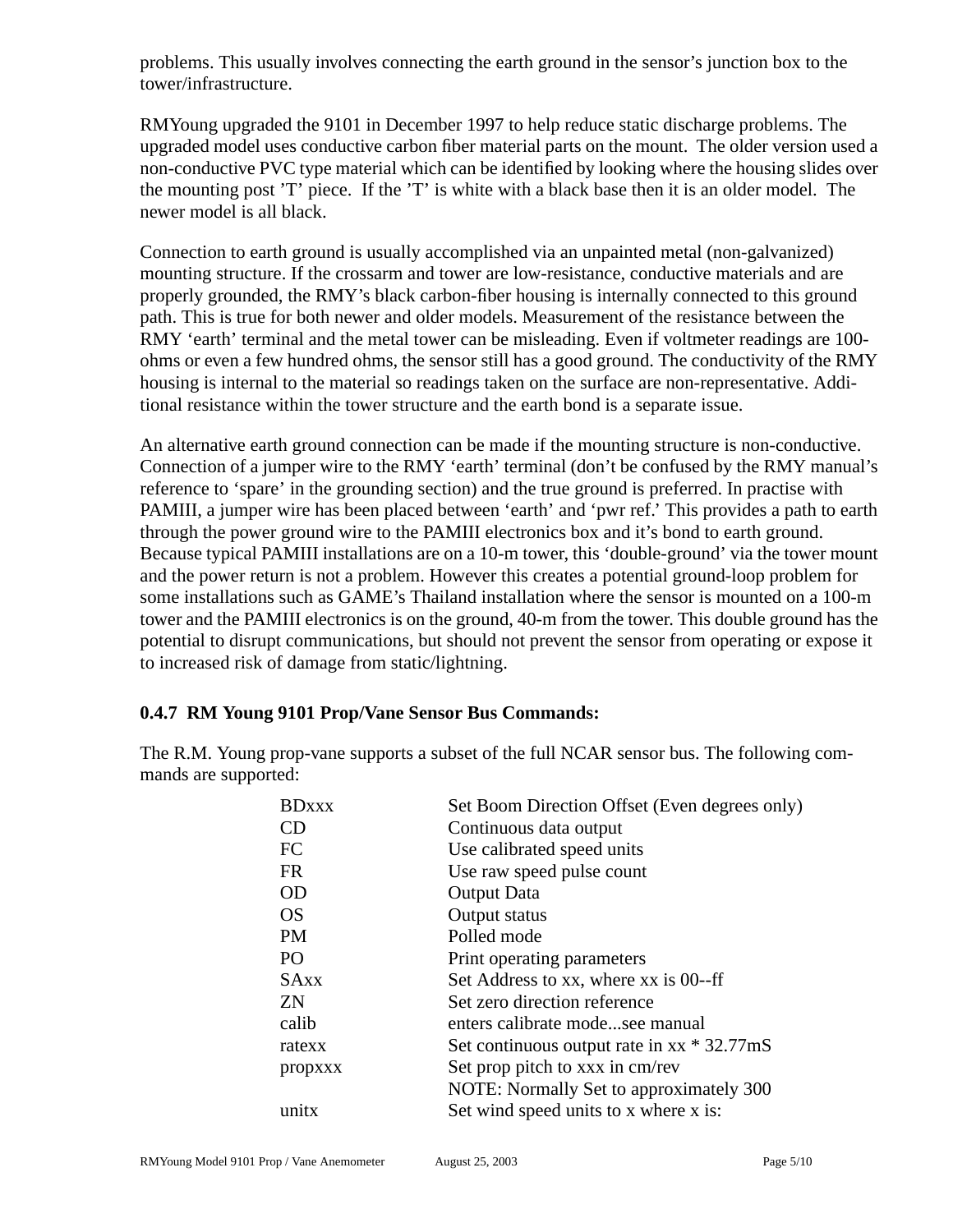problems. This usually involves connecting the earth ground in the sensor's junction box to the tower/infrastructure.

RMYoung upgraded the 9101 in December 1997 to help reduce static discharge problems. The upgraded model uses conductive carbon fiber material parts on the mount. The older version used a non-conductive PVC type material which can be identified by looking where the housing slides over the mounting post 'T' piece. If the 'T' is white with a black base then it is an older model. The newer model is all black.

Connection to earth ground is usually accomplished via an unpainted metal (non-galvanized) mounting structure. If the crossarm and tower are low-resistance, conductive materials and are properly grounded, the RMY's black carbon-fiber housing is internally connected to this ground path. This is true for both newer and older models. Measurement of the resistance between the RMY 'earth' terminal and the metal tower can be misleading. Even if voltmeter readings are 100-ohms or even a few hundred ohms, the sensor still has a good ground. The conductivity of the RMY housing is internal to the material so readings taken on the surface are non-representative. Additional resistance within the tower structure and the earth bond is a separate issue.

An alternative earth ground connection can be made if the mounting structure is non-conductive. Connection of a jumper wire to the RMY 'earth' terminal (don't be confused by the RMY manual's reference to 'spare' in the grounding section) and the true ground is preferred. In practise with PAMIII, a jumper wire has been placed between 'earth' and 'pwr ref.' This provides a path to earth through the power ground wire to the PAMIII electronics box and it's bond to earth ground. Because typical PAMIII installations are on a 10-m tower, this 'double-ground' via the tower mount and the power return is not a problem. However this creates a potential ground-loop problem for some installations such as GAME's Thailand installation where the sensor is mounted on a 100-m tower and the PAMIII electronics is on the ground, 40-m from the tower. This double ground has the potential to disrupt communications, but should not prevent the sensor from operating or expose it to increased risk of damage from static/lightning.

### 0.4.7 RM Young 9101 Prop/Vane Sensor Bus Commands:

The R.M. Young prop-vane supports a subset of the full NCAR sensor bus. The following commands are supported:

| | |
|---|---|
| BDxxx | Set Boom Direction Offset (Even degrees only) |
| CD | Continuous data output |
| FC | Use calibrated speed units |
| FR | Use raw speed pulse count |
| OD | Output Data |
| OS | Output status |
| PM | Polled mode |
| PO | Print operating parameters |
| SAxx | Set Address to xx, where xx is 00--ff |
| ZN | Set zero direction reference |
| calib | enters calibrate mode...see manual |
| ratexx | Set continuous output rate in xx * 32.77mS |
| propxxx | Set prop pitch to xxx in cm/rev |
| | NOTE: Normally Set to approximately 300 |
| unitx | Set wind speed units to x where x is: |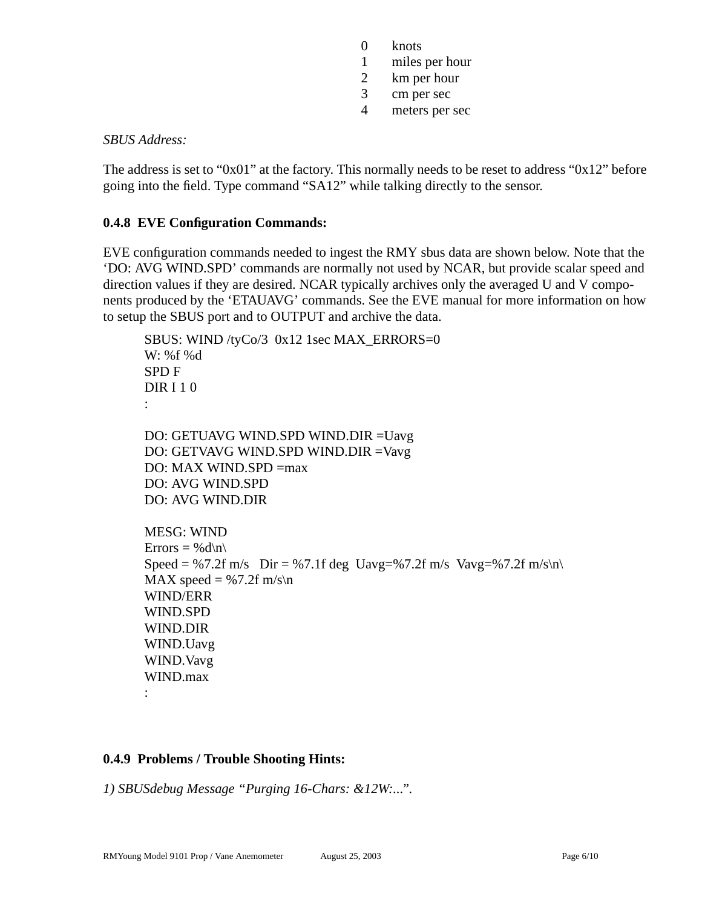| | |
|---|---|
| 0 | knots |
| 1 | miles per hour |
| 2 | km per hour |
| 3 | cm per sec |
| 4 | meters per sec |

*SBUS Address:*

The address is set to “0x01” at the factory. This normally needs to be reset to address “0x12” before going into the field. Type command “SA12” while talking directly to the sensor.

### 0.4.8 EVE Configuration Commands:

EVE configuration commands needed to ingest the RMY sbus data are shown below. Note that the ‘DO: AVG WIND.SPD’ commands are normally not used by NCAR, but provide scalar speed and direction values if they are desired. NCAR typically archives only the averaged U and V components produced by the ‘ETAUAVG’ commands. See the EVE manual for more information on how to setup the SBUS port and to OUTPUT and archive the data.

```
SBUS: WIND /tyCo/3  0x12 1sec MAX_ERRORS=0
W: %f %d
SPD F
DIR I 1 0
:

DO: GETUAVG WIND.SPD WIND.DIR =Uavg
DO: GETVAVG WIND.SPD WIND.DIR =Vavg
DO: MAX WIND.SPD =max
DO: AVG WIND.SPD
DO: AVG WIND.DIR

MESG: WIND
Errors = %d\n\
Speed = %7.2f m/s   Dir = %7.1f deg  Uavg=%7.2f m/s  Vavg=%7.2f m/s\n\
MAX speed = %7.2f m/s\n
WIND/ERR
WIND.SPD
WIND.DIR
WIND.Uavg
WIND.Vavg
WIND.max
:
```

### 0.4.9 Problems / Trouble Shooting Hints:

*1) SBUSdebug Message “Purging 16-Chars: &12W:...”.*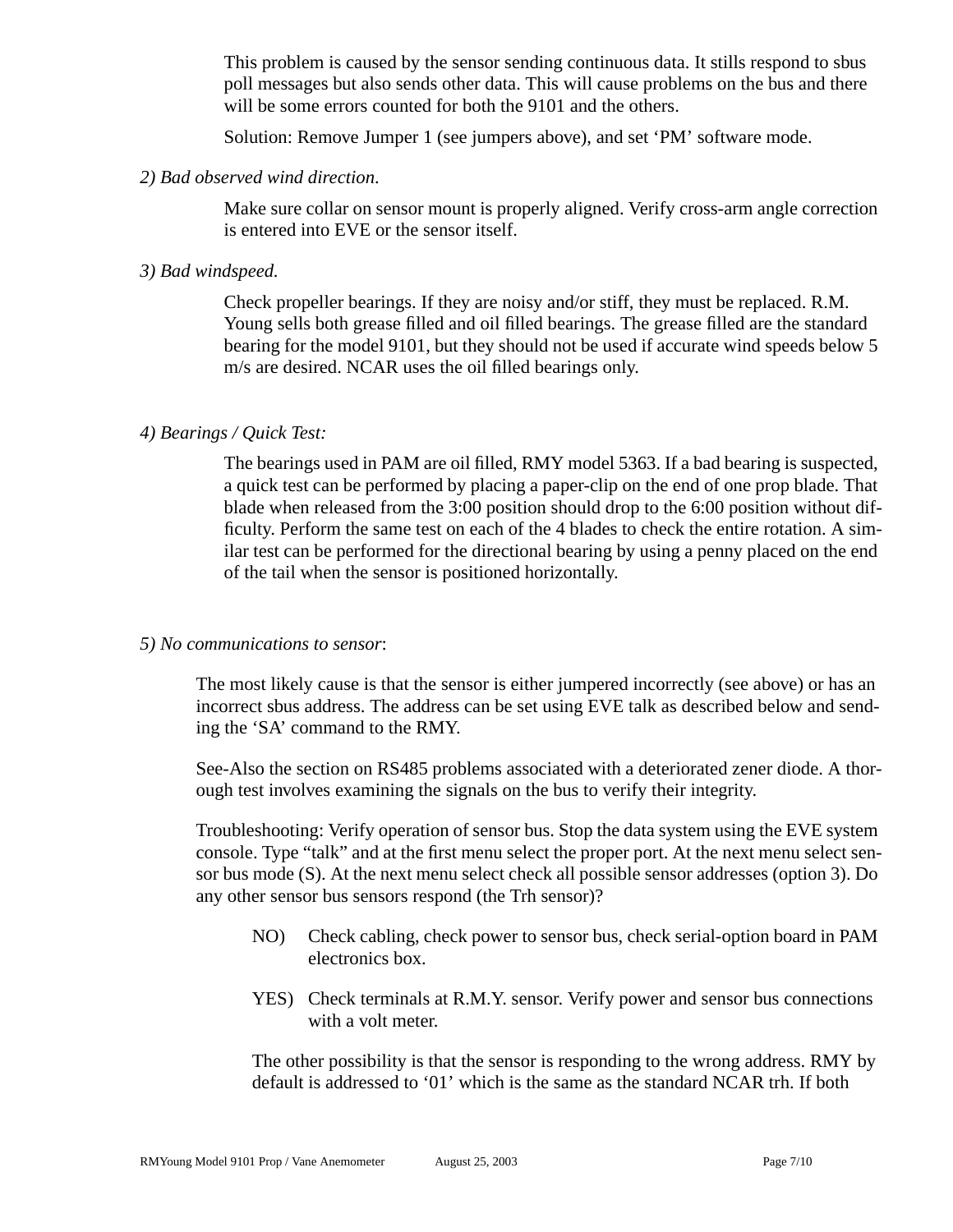This problem is caused by the sensor sending continuous data. It stills respond to sbus poll messages but also sends other data. This will cause problems on the bus and there will be some errors counted for both the 9101 and the others.

Solution: Remove Jumper 1 (see jumpers above), and set 'PM' software mode.

*2) Bad observed wind direction.*

Make sure collar on sensor mount is properly aligned. Verify cross-arm angle correction is entered into EVE or the sensor itself.

*3) Bad windspeed.*

Check propeller bearings. If they are noisy and/or stiff, they must be replaced. R.M. Young sells both grease filled and oil filled bearings. The grease filled are the standard bearing for the model 9101, but they should not be used if accurate wind speeds below 5 m/s are desired. NCAR uses the oil filled bearings only.

*4) Bearings / Quick Test:*

The bearings used in PAM are oil filled, RMY model 5363. If a bad bearing is suspected, a quick test can be performed by placing a paper-clip on the end of one prop blade. That blade when released from the 3:00 position should drop to the 6:00 position without difficulty. Perform the same test on each of the 4 blades to check the entire rotation. A similar test can be performed for the directional bearing by using a penny placed on the end of the tail when the sensor is positioned horizontally.

*5) No communications to sensor*:

The most likely cause is that the sensor is either jumpered incorrectly (see above) or has an incorrect sbus address. The address can be set using EVE talk as described below and sending the 'SA' command to the RMY.

See-Also the section on RS485 problems associated with a deteriorated zener diode. A thorough test involves examining the signals on the bus to verify their integrity.

Troubleshooting: Verify operation of sensor bus. Stop the data system using the EVE system console. Type "talk" and at the first menu select the proper port. At the next menu select sensor bus mode (S). At the next menu select check all possible sensor addresses (option 3). Do any other sensor bus sensors respond (the Trh sensor)?

- NO) Check cabling, check power to sensor bus, check serial-option board in PAM electronics box.
- YES) Check terminals at R.M.Y. sensor. Verify power and sensor bus connections with a volt meter.

The other possibility is that the sensor is responding to the wrong address. RMY by default is addressed to '01' which is the same as the standard NCAR trh. If both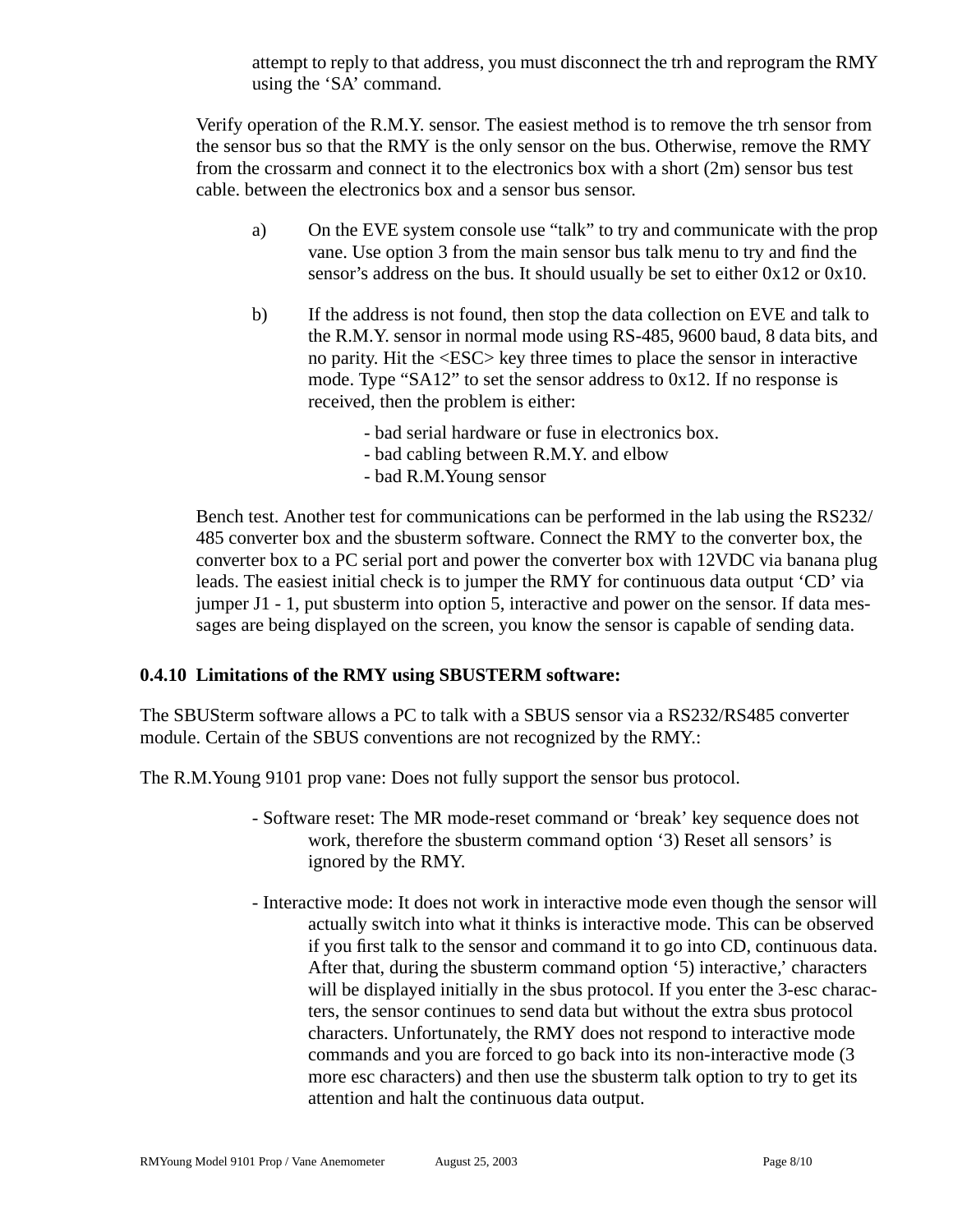attempt to reply to that address, you must disconnect the trh and reprogram the RMY using the 'SA' command.

Verify operation of the R.M.Y. sensor. The easiest method is to remove the trh sensor from the sensor bus so that the RMY is the only sensor on the bus. Otherwise, remove the RMY from the crossarm and connect it to the electronics box with a short (2m) sensor bus test cable. between the electronics box and a sensor bus sensor.

a) On the EVE system console use "talk" to try and communicate with the prop vane. Use option 3 from the main sensor bus talk menu to try and find the sensor's address on the bus. It should usually be set to either 0x12 or 0x10.

b) If the address is not found, then stop the data collection on EVE and talk to the R.M.Y. sensor in normal mode using RS-485, 9600 baud, 8 data bits, and no parity. Hit the <ESC> key three times to place the sensor in interactive mode. Type "SA12" to set the sensor address to 0x12. If no response is received, then the problem is either:

- bad serial hardware or fuse in electronics box.
- bad cabling between R.M.Y. and elbow
- bad R.M.Young sensor

Bench test. Another test for communications can be performed in the lab using the RS232/485 converter box and the sbusterm software. Connect the RMY to the converter box, the converter box to a PC serial port and power the converter box with 12VDC via banana plug leads. The easiest initial check is to jumper the RMY for continuous data output 'CD' via jumper J1 - 1, put sbusterm into option 5, interactive and power on the sensor. If data messages are being displayed on the screen, you know the sensor is capable of sending data.

### 0.4.10 Limitations of the RMY using SBUSTERM software:

The SBUSterm software allows a PC to talk with a SBUS sensor via a RS232/RS485 converter module. Certain of the SBUS conventions are not recognized by the RMY.:

The R.M.Young 9101 prop vane: Does not fully support the sensor bus protocol.

- Software reset: The MR mode-reset command or 'break' key sequence does not work, therefore the sbusterm command option '3) Reset all sensors' is ignored by the RMY.

- Interactive mode: It does not work in interactive mode even though the sensor will actually switch into what it thinks is interactive mode. This can be observed if you first talk to the sensor and command it to go into CD, continuous data. After that, during the sbusterm command option '5) interactive,' characters will be displayed initially in the sbus protocol. If you enter the 3-esc characters, the sensor continues to send data but without the extra sbus protocol characters. Unfortunately, the RMY does not respond to interactive mode commands and you are forced to go back into its non-interactive mode (3 more esc characters) and then use the sbusterm talk option to try to get its attention and halt the continuous data output.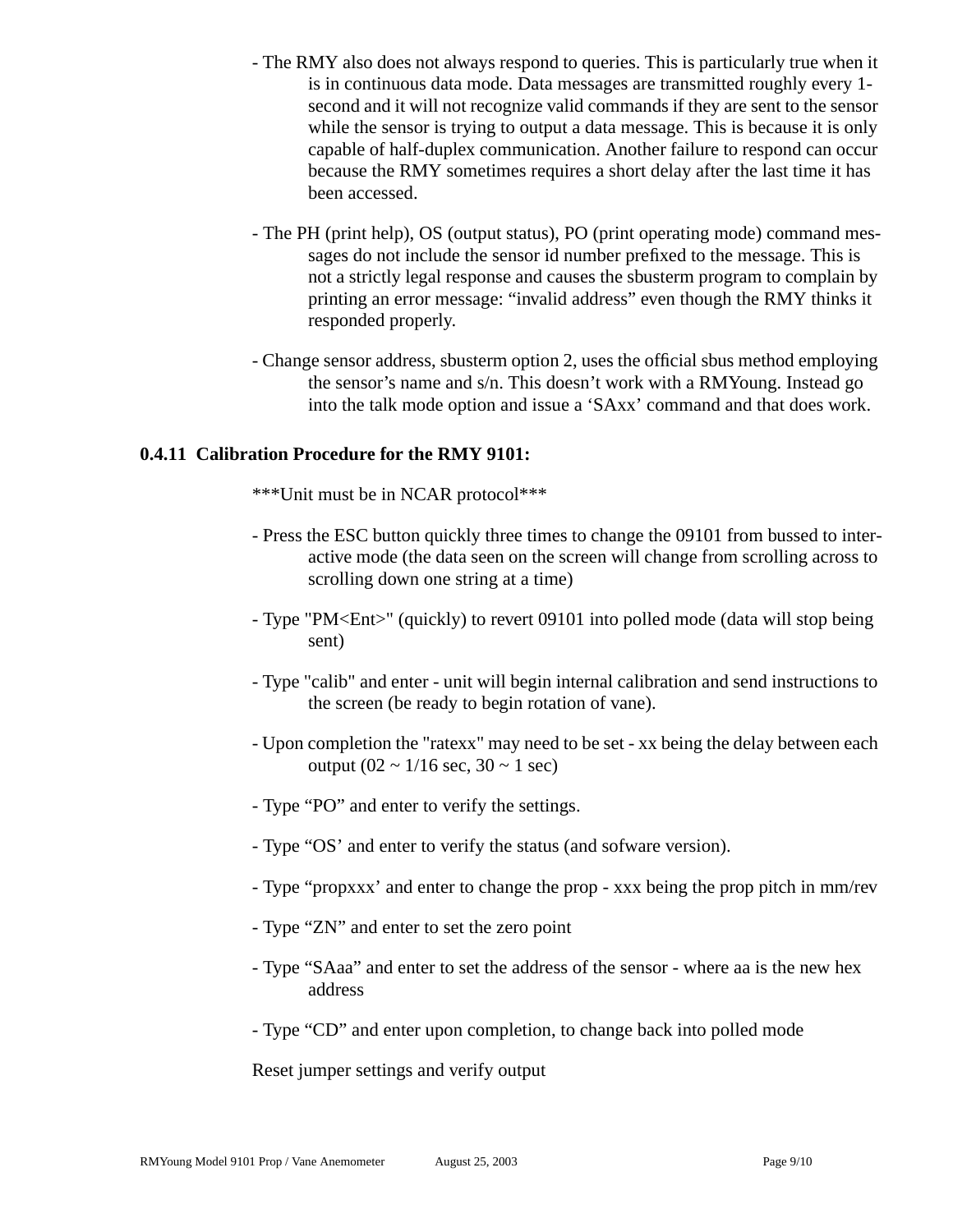- The RMY also does not always respond to queries. This is particularly true when it is in continuous data mode. Data messages are transmitted roughly every 1-second and it will not recognize valid commands if they are sent to the sensor while the sensor is trying to output a data message. This is because it is only capable of half-duplex communication. Another failure to respond can occur because the RMY sometimes requires a short delay after the last time it has been accessed.

- The PH (print help), OS (output status), PO (print operating mode) command messages do not include the sensor id number prefixed to the message. This is not a strictly legal response and causes the sbusterm program to complain by printing an error message: “invalid address” even though the RMY thinks it responded properly.

- Change sensor address, sbusterm option 2, uses the official sbus method employing the sensor’s name and s/n. This doesn’t work with a RMYoung. Instead go into the talk mode option and issue a ‘SAxx’ command and that does work.

### 0.4.11 Calibration Procedure for the RMY 9101:

***Unit must be in NCAR protocol***

- Press the ESC button quickly three times to change the 09101 from bussed to interactive mode (the data seen on the screen will change from scrolling across to scrolling down one string at a time)

- Type "PM<Ent>" (quickly) to revert 09101 into polled mode (data will stop being sent)

- Type "calib" and enter - unit will begin internal calibration and send instructions to the screen (be ready to begin rotation of vane).

- Upon completion the "ratexx" may need to be set - xx being the delay between each output (02 ~ 1/16 sec, 30 ~ 1 sec)

- Type “PO” and enter to verify the settings.

- Type “OS’ and enter to verify the status (and sofware version).

- Type “propxxx’ and enter to change the prop - xxx being the prop pitch in mm/rev

- Type “ZN” and enter to set the zero point

- Type “SAaa” and enter to set the address of the sensor - where aa is the new hex address

- Type “CD” and enter upon completion, to change back into polled mode

Reset jumper settings and verify output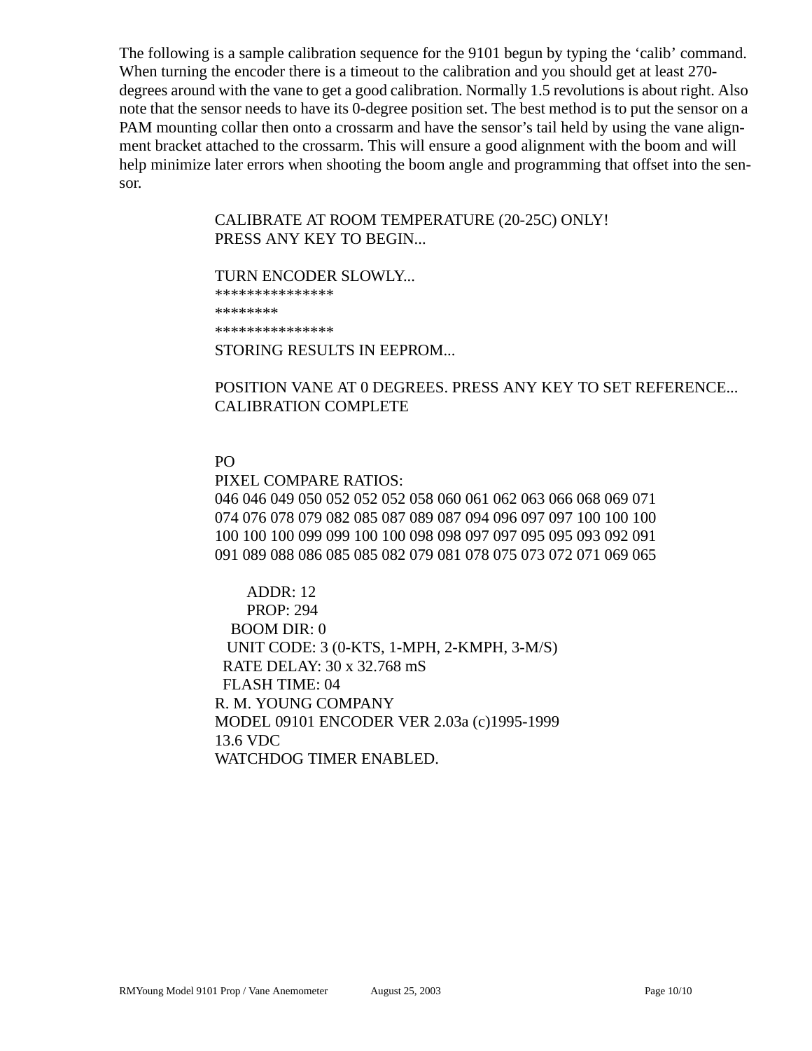The following is a sample calibration sequence for the 9101 begun by typing the 'calib' command. When turning the encoder there is a timeout to the calibration and you should get at least 270-degrees around with the vane to get a good calibration. Normally 1.5 revolutions is about right. Also note that the sensor needs to have its 0-degree position set. The best method is to put the sensor on a PAM mounting collar then onto a crossarm and have the sensor's tail held by using the vane alignment bracket attached to the crossarm. This will ensure a good alignment with the boom and will help minimize later errors when shooting the boom angle and programming that offset into the sensor.

```
CALIBRATE AT ROOM TEMPERATURE (20-25C) ONLY!
PRESS ANY KEY TO BEGIN...

TURN ENCODER SLOWLY...
***************
********
***************
STORING RESULTS IN EEPROM...

POSITION VANE AT 0 DEGREES. PRESS ANY KEY TO SET REFERENCE...
CALIBRATION COMPLETE


PO
PIXEL COMPARE RATIOS:
046 046 049 050 052 052 052 058 060 061 062 063 066 068 069 071
074 076 078 079 082 085 087 089 087 094 096 097 097 100 100 100
100 100 100 099 099 100 100 098 098 097 097 095 095 093 092 091
091 089 088 086 085 085 082 079 081 078 075 073 072 071 069 065

       ADDR: 12
       PROP: 294
   BOOM DIR: 0
  UNIT CODE: 3 (0-KTS, 1-MPH, 2-KMPH, 3-M/S)
 RATE DELAY: 30 x 32.768 mS
 FLASH TIME: 04
R. M. YOUNG COMPANY
MODEL 09101 ENCODER VER 2.03a (c)1995-1999
13.6 VDC
WATCHDOG TIMER ENABLED.
```